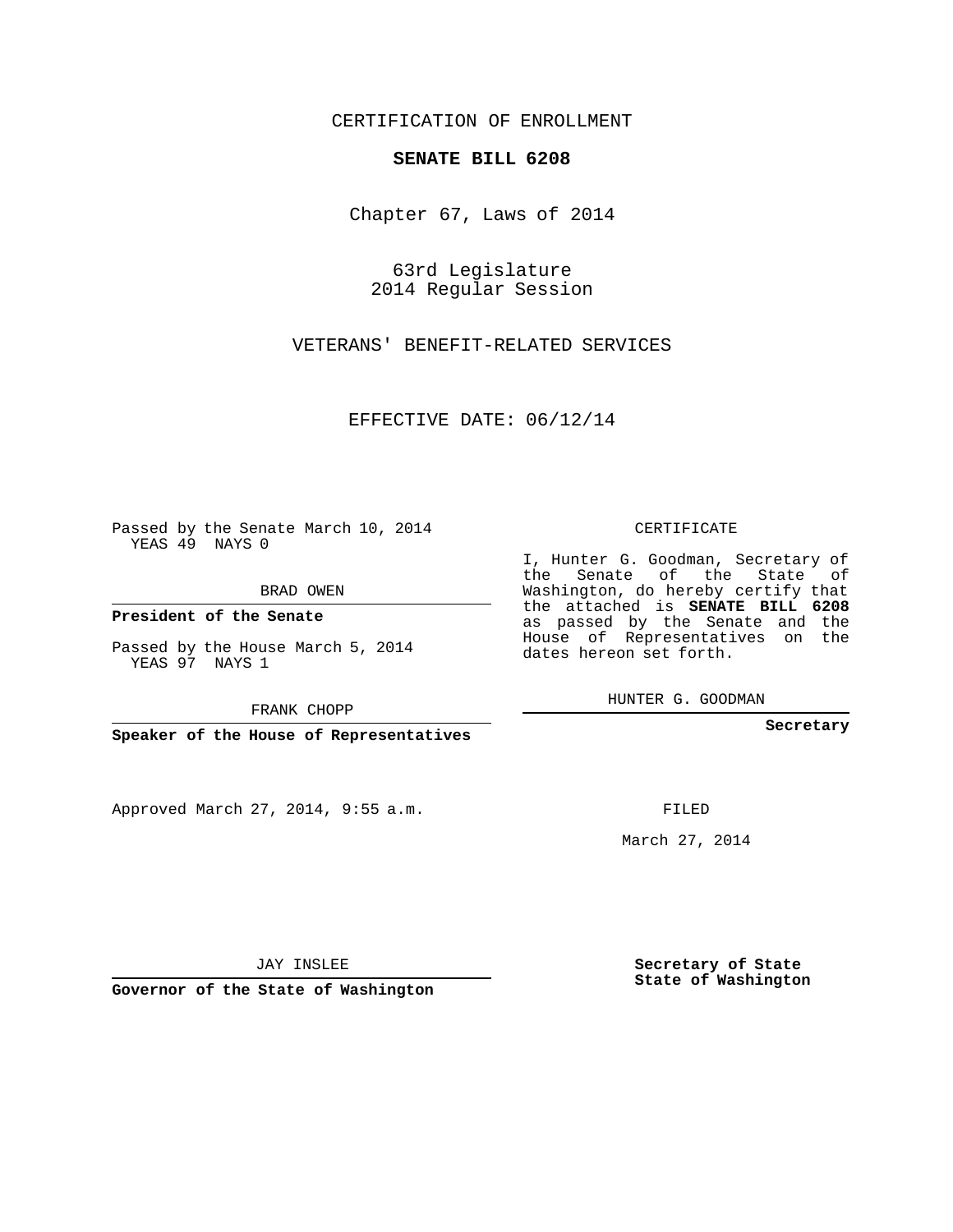CERTIFICATION OF ENROLLMENT

# SENATE BILL 6208

Chapter 67, Laws of 2014

63rd Legislature
2014 Regular Session

VETERANS' BENEFIT-RELATED SERVICES

EFFECTIVE DATE: 06/12/14

Passed by the Senate March 10, 2014
YEAS 49 NAYS 0

BRAD OWEN

**President of the Senate**

Passed by the House March 5, 2014
YEAS 97 NAYS 1

FRANK CHOPP

**Speaker of the House of Representatives**

Approved March 27, 2014, 9:55 a.m.

JAY INSLEE

**Governor of the State of Washington**

CERTIFICATE

I, Hunter G. Goodman, Secretary of the Senate of the State of Washington, do hereby certify that the attached is **SENATE BILL 6208** as passed by the Senate and the House of Representatives on the dates hereon set forth.

HUNTER G. GOODMAN

**Secretary**

FILED

March 27, 2014

**Secretary of State
State of Washington**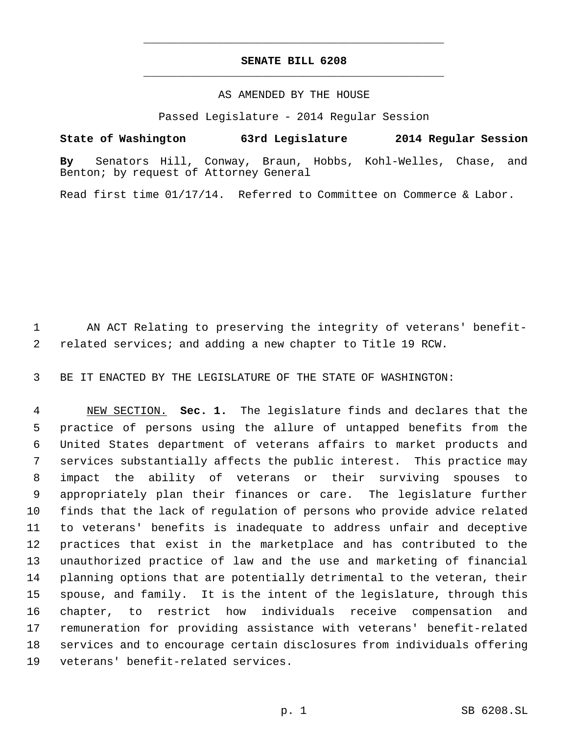# SENATE BILL 6208

AS AMENDED BY THE HOUSE

Passed Legislature - 2014 Regular Session

**State of Washington 63rd Legislature 2014 Regular Session**

**By** Senators Hill, Conway, Braun, Hobbs, Kohl-Welles, Chase, and Benton; by request of Attorney General

Read first time 01/17/14. Referred to Committee on Commerce & Labor.

AN ACT Relating to preserving the integrity of veterans' benefit-related services; and adding a new chapter to Title 19 RCW.

BE IT ENACTED BY THE LEGISLATURE OF THE STATE OF WASHINGTON:

NEW SECTION. **Sec. 1.** The legislature finds and declares that the practice of persons using the allure of untapped benefits from the United States department of veterans affairs to market products and services substantially affects the public interest. This practice may impact the ability of veterans or their surviving spouses to appropriately plan their finances or care. The legislature further finds that the lack of regulation of persons who provide advice related to veterans' benefits is inadequate to address unfair and deceptive practices that exist in the marketplace and has contributed to the unauthorized practice of law and the use and marketing of financial planning options that are potentially detrimental to the veteran, their spouse, and family. It is the intent of the legislature, through this chapter, to restrict how individuals receive compensation and remuneration for providing assistance with veterans' benefit-related services and to encourage certain disclosures from individuals offering veterans' benefit-related services.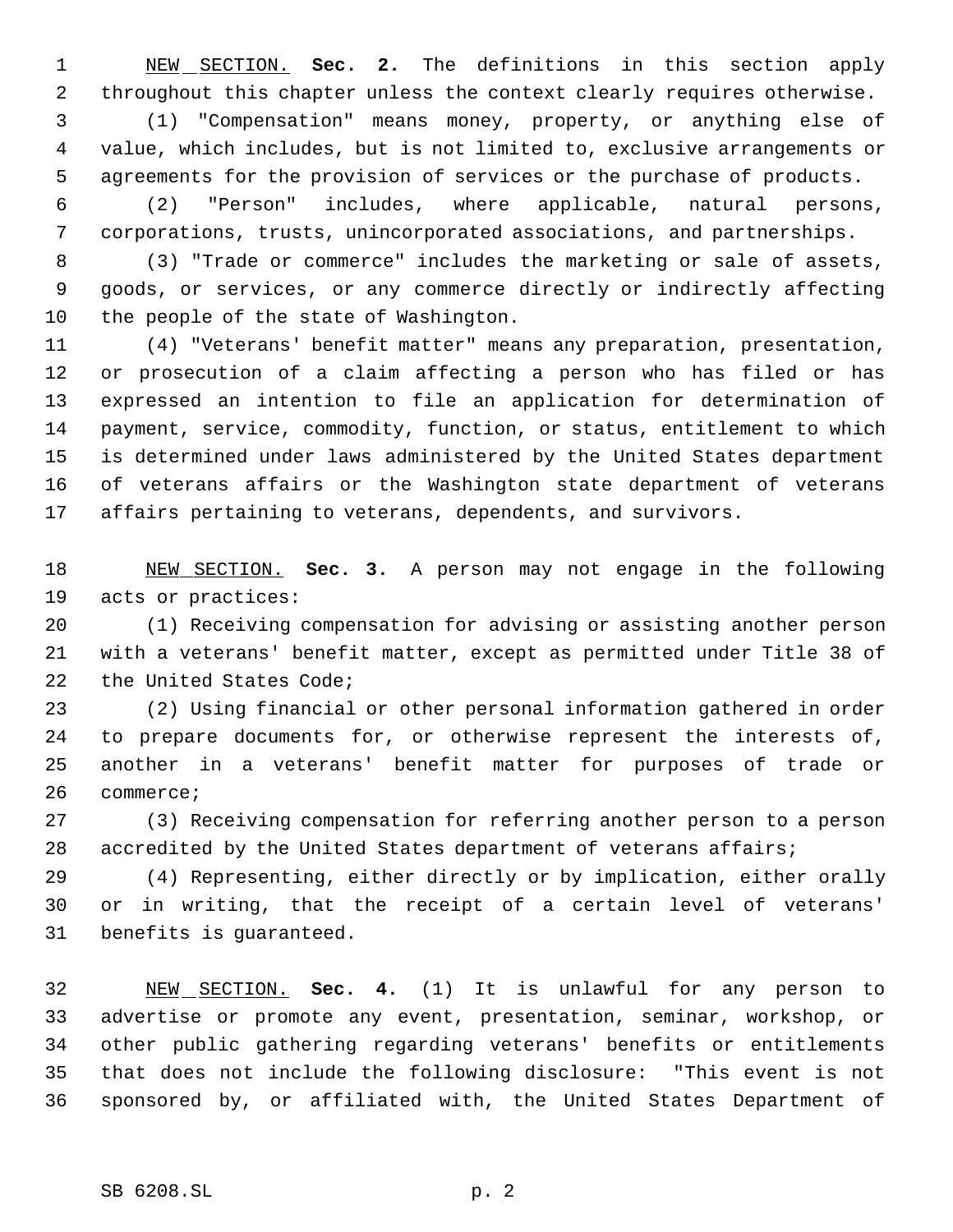NEW SECTION. **Sec. 2.** The definitions in this section apply throughout this chapter unless the context clearly requires otherwise.

(1) "Compensation" means money, property, or anything else of value, which includes, but is not limited to, exclusive arrangements or agreements for the provision of services or the purchase of products.

(2) "Person" includes, where applicable, natural persons, corporations, trusts, unincorporated associations, and partnerships.

(3) "Trade or commerce" includes the marketing or sale of assets, goods, or services, or any commerce directly or indirectly affecting the people of the state of Washington.

(4) "Veterans' benefit matter" means any preparation, presentation, or prosecution of a claim affecting a person who has filed or has expressed an intention to file an application for determination of payment, service, commodity, function, or status, entitlement to which is determined under laws administered by the United States department of veterans affairs or the Washington state department of veterans affairs pertaining to veterans, dependents, and survivors.

NEW SECTION. **Sec. 3.** A person may not engage in the following acts or practices:

(1) Receiving compensation for advising or assisting another person with a veterans' benefit matter, except as permitted under Title 38 of the United States Code;

(2) Using financial or other personal information gathered in order to prepare documents for, or otherwise represent the interests of, another in a veterans' benefit matter for purposes of trade or commerce;

(3) Receiving compensation for referring another person to a person accredited by the United States department of veterans affairs;

(4) Representing, either directly or by implication, either orally or in writing, that the receipt of a certain level of veterans' benefits is guaranteed.

NEW SECTION. **Sec. 4.** (1) It is unlawful for any person to advertise or promote any event, presentation, seminar, workshop, or other public gathering regarding veterans' benefits or entitlements that does not include the following disclosure: "This event is not sponsored by, or affiliated with, the United States Department of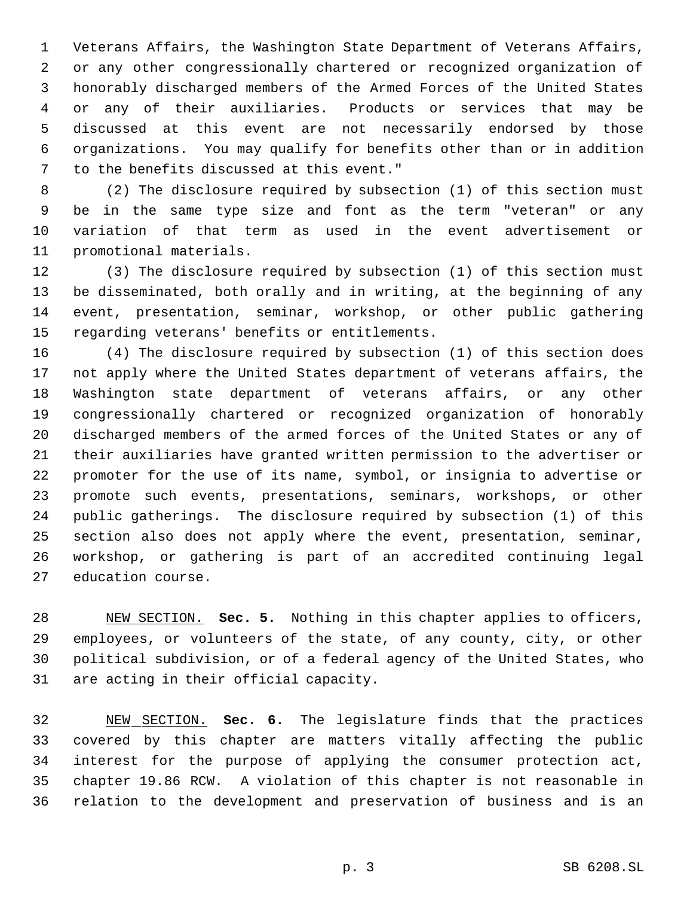Veterans Affairs, the Washington State Department of Veterans Affairs, or any other congressionally chartered or recognized organization of honorably discharged members of the Armed Forces of the United States or any of their auxiliaries. Products or services that may be discussed at this event are not necessarily endorsed by those organizations. You may qualify for benefits other than or in addition to the benefits discussed at this event."

(2) The disclosure required by subsection (1) of this section must be in the same type size and font as the term "veteran" or any variation of that term as used in the event advertisement or promotional materials.

(3) The disclosure required by subsection (1) of this section must be disseminated, both orally and in writing, at the beginning of any event, presentation, seminar, workshop, or other public gathering regarding veterans' benefits or entitlements.

(4) The disclosure required by subsection (1) of this section does not apply where the United States department of veterans affairs, the Washington state department of veterans affairs, or any other congressionally chartered or recognized organization of honorably discharged members of the armed forces of the United States or any of their auxiliaries have granted written permission to the advertiser or promoter for the use of its name, symbol, or insignia to advertise or promote such events, presentations, seminars, workshops, or other public gatherings. The disclosure required by subsection (1) of this section also does not apply where the event, presentation, seminar, workshop, or gathering is part of an accredited continuing legal education course.

NEW SECTION. **Sec. 5.** Nothing in this chapter applies to officers, employees, or volunteers of the state, of any county, city, or other political subdivision, or of a federal agency of the United States, who are acting in their official capacity.

NEW SECTION. **Sec. 6.** The legislature finds that the practices covered by this chapter are matters vitally affecting the public interest for the purpose of applying the consumer protection act, chapter 19.86 RCW. A violation of this chapter is not reasonable in relation to the development and preservation of business and is an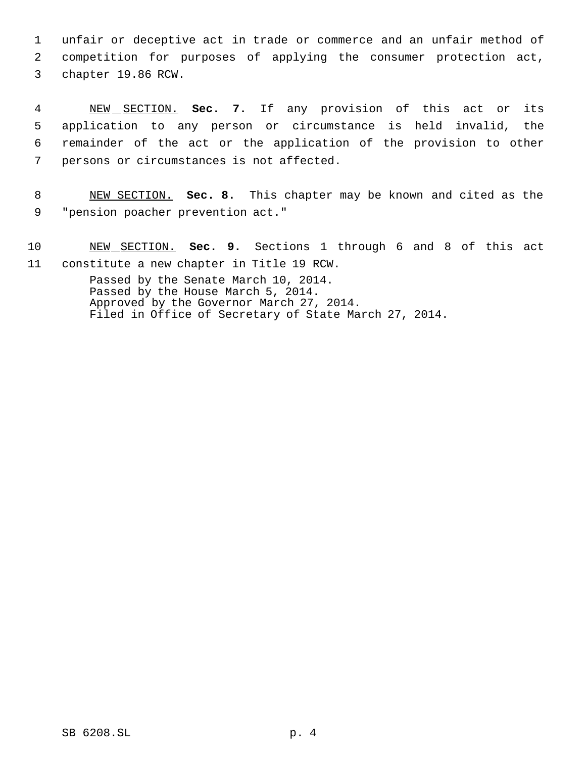unfair or deceptive act in trade or commerce and an unfair method of competition for purposes of applying the consumer protection act, chapter 19.86 RCW.

NEW SECTION. **Sec. 7.** If any provision of this act or its application to any person or circumstance is held invalid, the remainder of the act or the application of the provision to other persons or circumstances is not affected.

NEW SECTION. **Sec. 8.** This chapter may be known and cited as the "pension poacher prevention act."

NEW SECTION. **Sec. 9.** Sections 1 through 6 and 8 of this act constitute a new chapter in Title 19 RCW.

Passed by the Senate March 10, 2014.
Passed by the House March 5, 2014.
Approved by the Governor March 27, 2014.
Filed in Office of Secretary of State March 27, 2014.